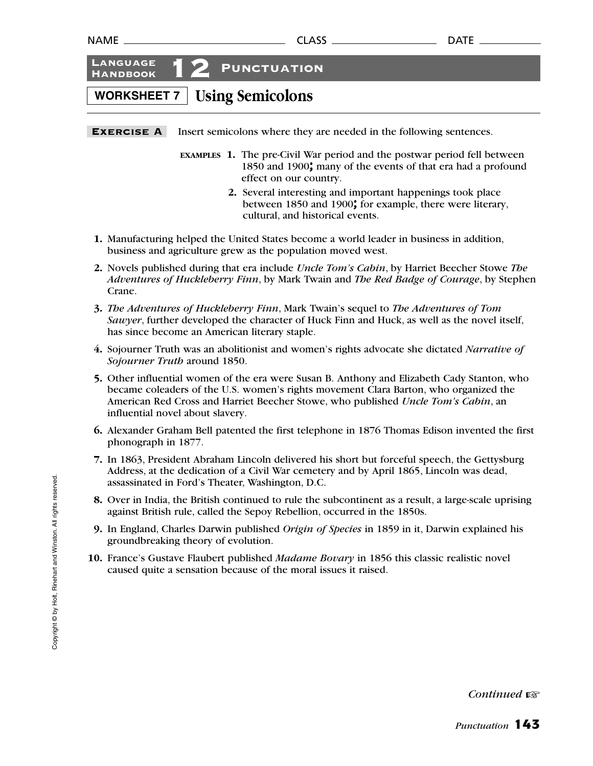NAME ______________________ CLASS ______________ DATE __________

# Language Handbook 12 Punctuation

## WORKSHEET 7 Using Semicolons

**EXERCISE A** Insert semicolons where they are needed in the following sentences.

EXAMPLES

1. The pre-Civil War period and the postwar period fell between 1850 and 1900**;** many of the events of that era had a profound effect on our country.
2. Several interesting and important happenings took place between 1850 and 1900**;** for example, there were literary, cultural, and historical events.

1. Manufacturing helped the United States become a world leader in business in addition, business and agriculture grew as the population moved west.
2. Novels published during that era include *Uncle Tom's Cabin*, by Harriet Beecher Stowe *The Adventures of Huckleberry Finn*, by Mark Twain and *The Red Badge of Courage*, by Stephen Crane.
3. *The Adventures of Huckleberry Finn*, Mark Twain's sequel to *The Adventures of Tom Sawyer*, further developed the character of Huck Finn and Huck, as well as the novel itself, has since become an American literary staple.
4. Sojourner Truth was an abolitionist and women's rights advocate she dictated *Narrative of Sojourner Truth* around 1850.
5. Other influential women of the era were Susan B. Anthony and Elizabeth Cady Stanton, who became coleaders of the U.S. women's rights movement Clara Barton, who organized the American Red Cross and Harriet Beecher Stowe, who published *Uncle Tom's Cabin*, an influential novel about slavery.
6. Alexander Graham Bell patented the first telephone in 1876 Thomas Edison invented the first phonograph in 1877.
7. In 1863, President Abraham Lincoln delivered his short but forceful speech, the Gettysburg Address, at the dedication of a Civil War cemetery and by April 1865, Lincoln was dead, assassinated in Ford's Theater, Washington, D.C.
8. Over in India, the British continued to rule the subcontinent as a result, a large-scale uprising against British rule, called the Sepoy Rebellion, occurred in the 1850s.
9. In England, Charles Darwin published *Origin of Species* in 1859 in it, Darwin explained his groundbreaking theory of evolution.
10. France's Gustave Flaubert published *Madame Bovary* in 1856 this classic realistic novel caused quite a sensation because of the moral issues it raised.

Copyright © by Holt, Rinehart and Winston. All rights reserved.

*Continued* ☞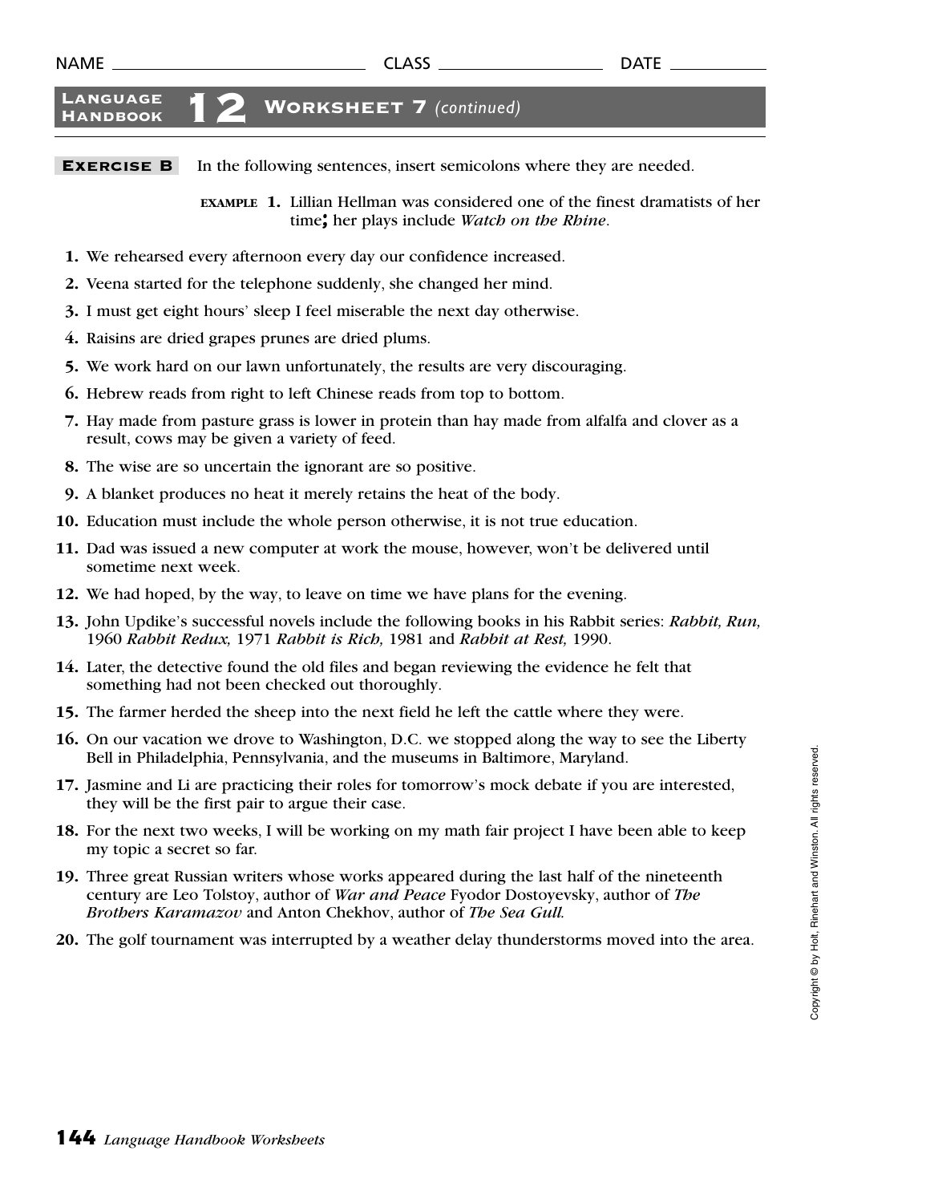NAME ______________________ CLASS ________________ DATE __________

## LANGUAGE HANDBOOK 12 WORKSHEET 7 *(continued)*

**EXERCISE B** In the following sentences, insert semicolons where they are needed.

EXAMPLE 1. Lillian Hellman was considered one of the finest dramatists of her time**;** her plays include *Watch on the Rhine*.

1. We rehearsed every afternoon every day our confidence increased.
2. Veena started for the telephone suddenly, she changed her mind.
3. I must get eight hours' sleep I feel miserable the next day otherwise.
4. Raisins are dried grapes prunes are dried plums.
5. We work hard on our lawn unfortunately, the results are very discouraging.
6. Hebrew reads from right to left Chinese reads from top to bottom.
7. Hay made from pasture grass is lower in protein than hay made from alfalfa and clover as a result, cows may be given a variety of feed.
8. The wise are so uncertain the ignorant are so positive.
9. A blanket produces no heat it merely retains the heat of the body.
10. Education must include the whole person otherwise, it is not true education.
11. Dad was issued a new computer at work the mouse, however, won't be delivered until sometime next week.
12. We had hoped, by the way, to leave on time we have plans for the evening.
13. John Updike's successful novels include the following books in his Rabbit series: *Rabbit, Run,* 1960 *Rabbit Redux,* 1971 *Rabbit is Rich,* 1981 and *Rabbit at Rest,* 1990.
14. Later, the detective found the old files and began reviewing the evidence he felt that something had not been checked out thoroughly.
15. The farmer herded the sheep into the next field he left the cattle where they were.
16. On our vacation we drove to Washington, D.C. we stopped along the way to see the Liberty Bell in Philadelphia, Pennsylvania, and the museums in Baltimore, Maryland.
17. Jasmine and Li are practicing their roles for tomorrow's mock debate if you are interested, they will be the first pair to argue their case.
18. For the next two weeks, I will be working on my math fair project I have been able to keep my topic a secret so far.
19. Three great Russian writers whose works appeared during the last half of the nineteenth century are Leo Tolstoy, author of *War and Peace* Fyodor Dostoyevsky, author of *The Brothers Karamazov* and Anton Chekhov, author of *The Sea Gull.*
20. The golf tournament was interrupted by a weather delay thunderstorms moved into the area.

Copyright © by Holt, Rinehart and Winston. All rights reserved.